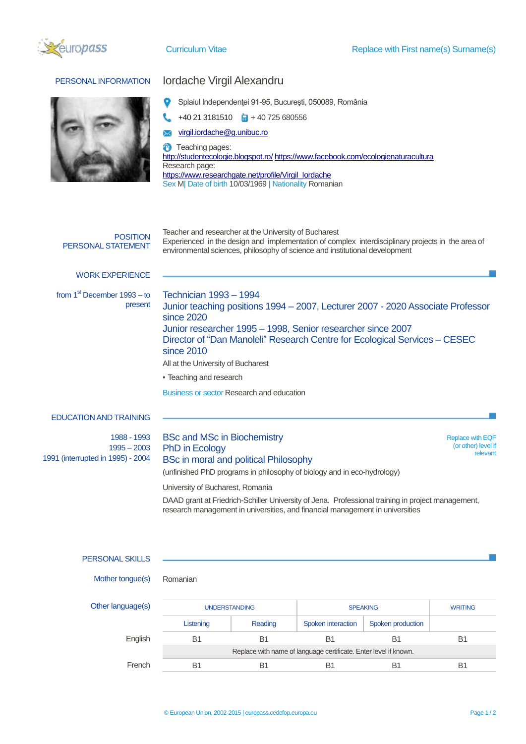europass Curriculum Vitae Replace with First name(s) Surname(s)

## PERSONAL INFORMATION

**Iordache Virgil Alexandru**

Splaiul Independenţei 91-95, Bucureşti, 050089, România

+40 21 3181510 + 40 725 680556

virgil.iordache@g.unibuc.ro

Teaching pages:
http://studentecologie.blogspot.ro/ https://www.facebook.com/ecologienaturacultura
Research page:
https://www.researchgate.net/profile/Virgil_Iordache

Sex M| Date of birth 10/03/1969 | Nationality Romanian

## POSITION PERSONAL STATEMENT

Teacher and researcher at the University of Bucharest
Experienced in the design and implementation of complex interdisciplinary projects in the area of environmental sciences, philosophy of science and institutional development

## WORK EXPERIENCE

from 1st December 1993 – to present

Technician 1993 – 1994
Junior teaching positions 1994 – 2007, Lecturer 2007 - 2020 Associate Professor since 2020
Junior researcher 1995 – 1998, Senior researcher since 2007
Director of "Dan Manoleli" Research Centre for Ecological Services – CESEC since 2010

All at the University of Bucharest

- Teaching and research

Business or sector Research and education

## EDUCATION AND TRAINING

1988 - 1993 — BSc and MSc in Biochemistry
1995 – 2003 — PhD in Ecology
1991 (interrupted in 1995) - 2004 — BSc in moral and political Philosophy

Replace with EQF (or other) level if relevant

(unfinished PhD programs in philosophy of biology and in eco-hydrology)

University of Bucharest, Romania

DAAD grant at Friedrich-Schiller University of Jena. Professional training in project management, research management in universities, and financial management in universities

## PERSONAL SKILLS

Mother tongue(s): Romanian

Other language(s)

| | UNDERSTANDING | | SPEAKING | | WRITING |
|---|---|---|---|---|---|
| | Listening | Reading | Spoken interaction | Spoken production | |
| English | B1 | B1 | B1 | B1 | B1 |
| | Replace with name of language certificate. Enter level if known. | | | | |
| French | B1 | B1 | B1 | B1 | B1 |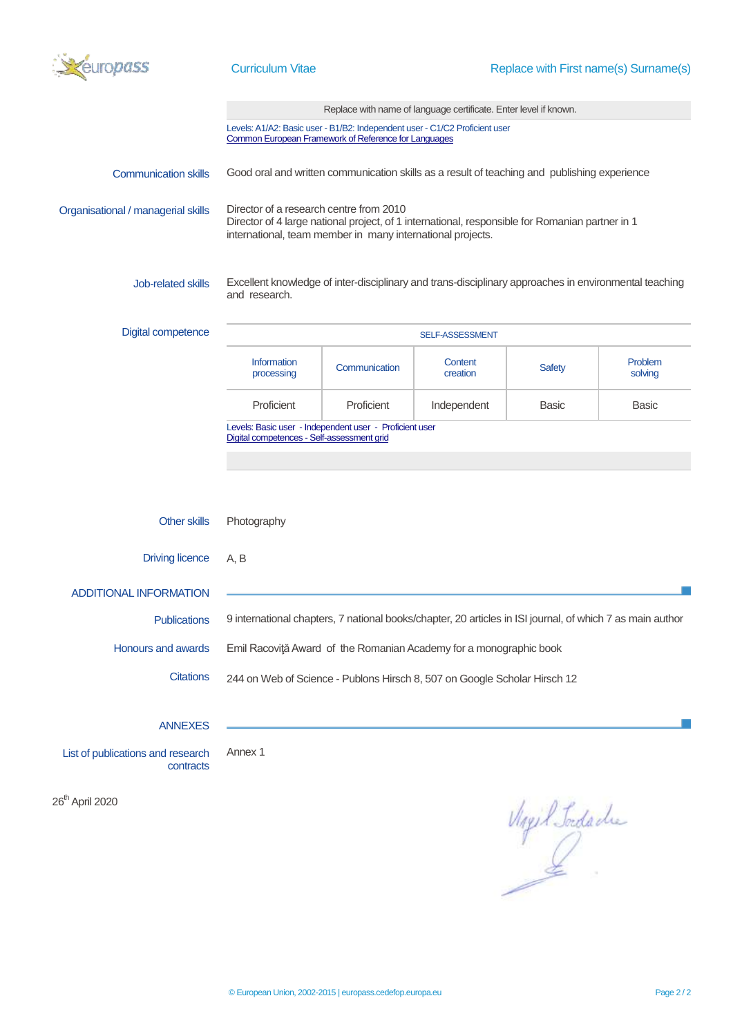Curriculum Vitae — Replace with First name(s) Surname(s)

| Replace with name of language certificate. Enter level if known. |
|---|

Levels: A1/A2: Basic user - B1/B2: Independent user - C1/C2 Proficient user
Common European Framework of Reference for Languages

**Communication skills**
Good oral and written communication skills as a result of teaching and publishing experience

**Organisational / managerial skills**
Director of a research centre from 2010
Director of 4 large national project, of 1 international, responsible for Romanian partner in 1 international, team member in many international projects.

**Job-related skills**
Excellent knowledge of inter-disciplinary and trans-disciplinary approaches in environmental teaching and research.

**Digital competence**

| SELF-ASSESSMENT | | | | |
|---|---|---|---|---|
| Information processing | Communication | Content creation | Safety | Problem solving |
| Proficient | Proficient | Independent | Basic | Basic |

Levels: Basic user - Independent user - Proficient user
Digital competences - Self-assessment grid

**Other skills**
Photography

**Driving licence**
A, B

## ADDITIONAL INFORMATION

**Publications**
9 international chapters, 7 national books/chapter, 20 articles in ISI journal, of which 7 as main author

**Honours and awards**
Emil Racoviţă Award of the Romanian Academy for a monographic book

**Citations**
244 on Web of Science - Publons Hirsch 8, 507 on Google Scholar Hirsch 12

## ANNEXES

**List of publications and research contracts**
Annex 1

26th April 2020

Virgil Iordache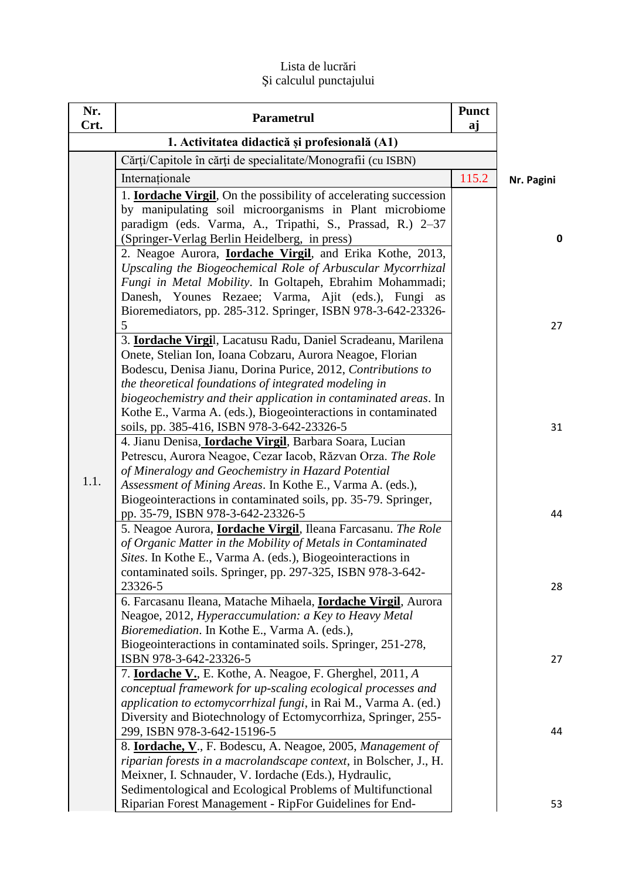Lista de lucrări
Şi calculul punctajului

| Nr. Crt. | Parametrul | Punctaj | |
|---|---|---|---|
| | **1. Activitatea didactică și profesională (A1)** | | |
| 1.1. | Cărţi/Capitole în cărţi de specialitate/Monografii (cu ISBN) | | |
| | Internaționale | 115.2 | **Nr. Pagini** |
| | 1. **Iordache Virgil**, On the possibility of accelerating succession by manipulating soil microorganisms in Plant microbiome paradigm (eds. Varma, A., Tripathi, S., Prassad, R.) 2–37 (Springer-Verlag Berlin Heidelberg, in press) | | 0 |
| | 2. Neagoe Aurora, **Iordache Virgil**, and Erika Kothe, 2013, *Upscaling the Biogeochemical Role of Arbuscular Mycorrhizal Fungi in Metal Mobility*. In Goltapeh, Ebrahim Mohammadi; Danesh, Younes Rezaee; Varma, Ajit (eds.), Fungi as Bioremediators, pp. 285-312. Springer, ISBN 978-3-642-23326-5 | | 27 |
| | 3. **Iordache Virgi**l, Lacatusu Radu, Daniel Scradeanu, Marilena Onete, Stelian Ion, Ioana Cobzaru, Aurora Neagoe, Florian Bodescu, Denisa Jianu, Dorina Purice, 2012, *Contributions to the theoretical foundations of integrated modeling in biogeochemistry and their application in contaminated areas*. In Kothe E., Varma A. (eds.), Biogeointeractions in contaminated soils, pp. 385-416, ISBN 978-3-642-23326-5 | | 31 |
| | 4. Jianu Denisa, **Iordache Virgil**, Barbara Soara, Lucian Petrescu, Aurora Neagoe, Cezar Iacob, Răzvan Orza. *The Role of Mineralogy and Geochemistry in Hazard Potential Assessment of Mining Areas*. In Kothe E., Varma A. (eds.), Biogeointeractions in contaminated soils, pp. 35-79. Springer, pp. 35-79, ISBN 978-3-642-23326-5 | | 44 |
| | 5. Neagoe Aurora, **Iordache Virgil**, Ileana Farcasanu. *The Role of Organic Matter in the Mobility of Metals in Contaminated Sites*. In Kothe E., Varma A. (eds.), Biogeointeractions in contaminated soils. Springer, pp. 297-325, ISBN 978-3-642-23326-5 | | 28 |
| | 6. Farcasanu Ileana, Matache Mihaela, **Iordache Virgil**, Aurora Neagoe, 2012, *Hyperaccumulation: a Key to Heavy Metal Bioremediation*. In Kothe E., Varma A. (eds.), Biogeointeractions in contaminated soils. Springer, 251-278, ISBN 978-3-642-23326-5 | | 27 |
| | 7. **Iordache V.**, E. Kothe, A. Neagoe, F. Gherghel, 2011, *A conceptual framework for up-scaling ecological processes and application to ectomycorrhizal fungi*, in Rai M., Varma A. (ed.) Diversity and Biotechnology of Ectomycorrhiza, Springer, 255-299, ISBN 978-3-642-15196-5 | | 44 |
| | 8. **Iordache, V**., F. Bodescu, A. Neagoe, 2005, *Management of riparian forests in a macrolandscape context*, in Bolscher, J., H. Meixner, I. Schnauder, V. Iordache (Eds.), Hydraulic, Sedimentological and Ecological Problems of Multifunctional Riparian Forest Management - RipFor Guidelines for End- | | 53 |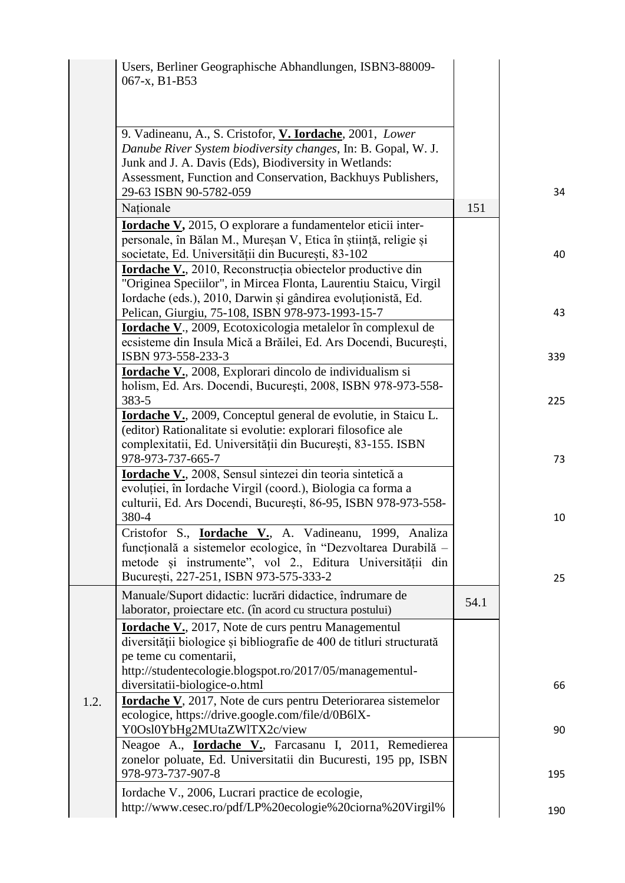| | | | |
|---|---|---|---|
| | Users, Berliner Geographische Abhandlungen, ISBN3-88009-067-x, B1-B53 | | |
| | 9. Vadineanu, A., S. Cristofor, **V. Iordache**, 2001, *Lower Danube River System biodiversity changes*, In: B. Gopal, W. J. Junk and J. A. Davis (Eds), Biodiversity in Wetlands: Assessment, Function and Conservation, Backhuys Publishers, 29-63 ISBN 90-5782-059 | | 34 |
| | Naționale | 151 | |
| | **Iordache V,** 2015, O explorare a fundamentelor eticii inter-personale, în Bălan M., Mureșan V, Etica în știință, religie și societate, Ed. Universității din București, 83-102 | | 40 |
| | **Iordache V.**, 2010, Reconstrucția obiectelor productive din "Originea Speciilor", in Mircea Flonta, Laurentiu Staicu, Virgil Iordache (eds.), 2010, Darwin și gândirea evoluționistă, Ed. Pelican, Giurgiu, 75-108, ISBN 978-973-1993-15-7 | | 43 |
| | **Iordache V**., 2009, Ecotoxicologia metalelor în complexul de ecsisteme din Insula Mică a Brăilei, Ed. Ars Docendi, Bucureşti, ISBN 973-558-233-3 | | 339 |
| | **Iordache V.**, 2008, Explorari dincolo de individualism si holism, Ed. Ars. Docendi, Bucureşti, 2008, ISBN 978-973-558-383-5 | | 225 |
| | **Iordache V.**, 2009, Conceptul general de evolutie, in Staicu L. (editor) Rationalitate si evolutie: explorari filosofice ale complexitatii, Ed. Universității din Bucureşti, 83-155. ISBN 978-973-737-665-7 | | 73 |
| | **Iordache V.**, 2008, Sensul sintezei din teoria sintetică a evoluției, în Iordache Virgil (coord.), Biologia ca forma a culturii, Ed. Ars Docendi, Bucureşti, 86-95, ISBN 978-973-558-380-4 | | 10 |
| | Cristofor S., **Iordache V.**, A. Vadineanu, 1999, Analiza funcțională a sistemelor ecologice, în "Dezvoltarea Durabilă – metode și instrumente", vol 2., Editura Universității din București, 227-251, ISBN 973-575-333-2 | | 25 |
| 1.2. | Manuale/Suport didactic: lucrări didactice, îndrumare de laborator, proiectare etc. (în acord cu structura postului) | 54.1 | |
| | **Iordache V.**, 2017, Note de curs pentru Managementul diversității biologice și bibliografie de 400 de titluri structurată pe teme cu comentarii, http://studentecologie.blogspot.ro/2017/05/managementul-diversitatii-biologice-o.html | | 66 |
| | **Iordache V**, 2017, Note de curs pentru Deteriorarea sistemelor ecologice, https://drive.google.com/file/d/0B6lX-Y0Osl0YbHg2MUtaZWlTX2c/view | | 90 |
| | Neagoe A., **Iordache V.**, Farcasanu I, 2011, Remedierea zonelor poluate, Ed. Universitatii din Bucuresti, 195 pp, ISBN 978-973-737-907-8 | | 195 |
| | Iordache V., 2006, Lucrari practice de ecologie, http://www.cesec.ro/pdf/LP%20ecologie%20ciorna%20Virgil% | | 190 |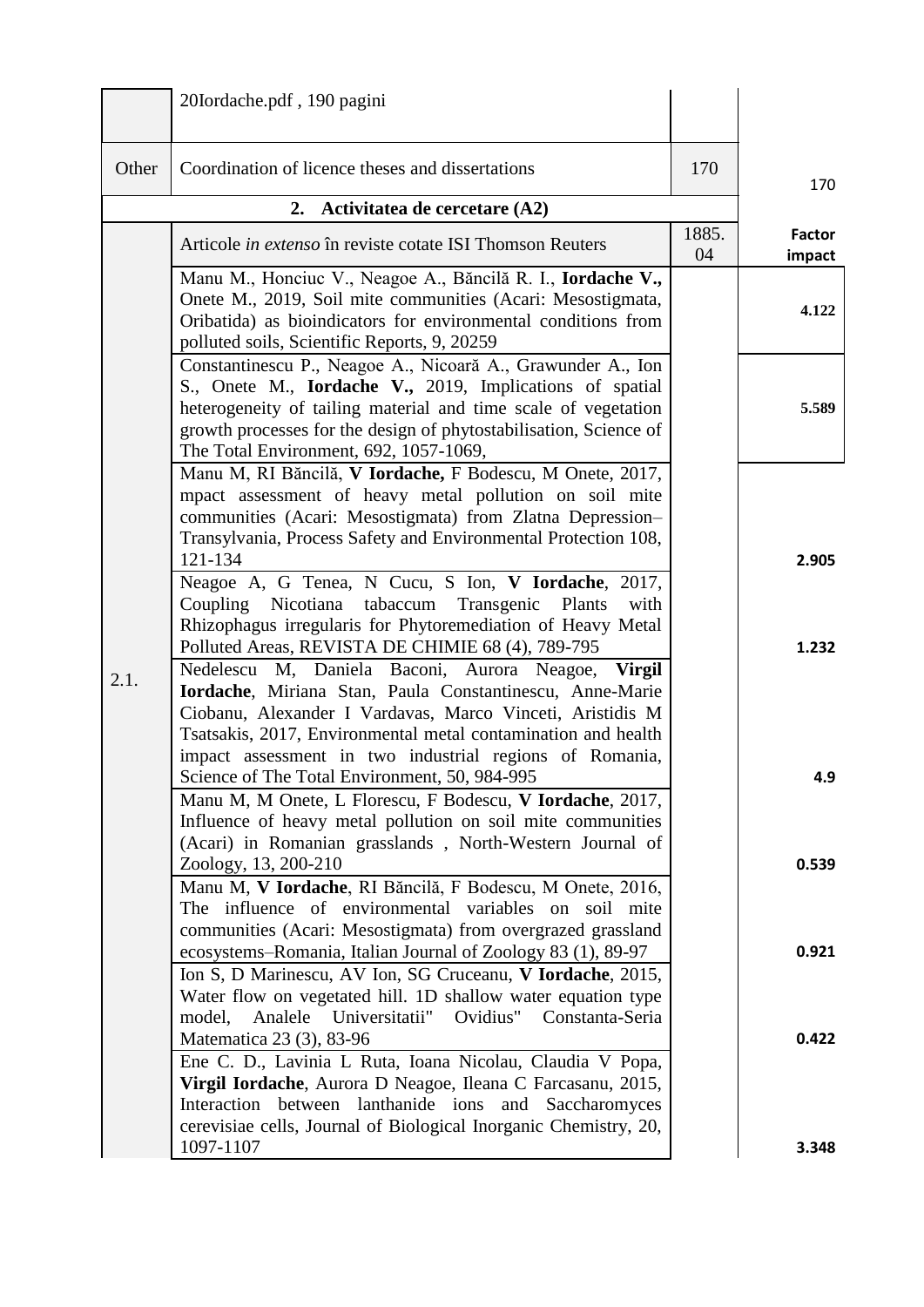| | | | |
|---|---|---|---|
| | 20Iordache.pdf , 190 pagini | | |
| Other | Coordination of licence theses and dissertations | 170 | 170 |
| **2. Activitatea de cercetare (A2)** | | | |
| 2.1. | Articole *in extenso* în reviste cotate ISI Thomson Reuters | 1885.04 | **Factor impact** |
| | Manu M., Honciuc V., Neagoe A., Băncilă R. I., **Iordache V.,** Onete M., 2019, Soil mite communities (Acari: Mesostigmata, Oribatida) as bioindicators for environmental conditions from polluted soils, Scientific Reports, 9, 20259 | | **4.122** |
| | Constantinescu P., Neagoe A., Nicoară A., Grawunder A., Ion S., Onete M., **Iordache V.,** 2019, Implications of spatial heterogeneity of tailing material and time scale of vegetation growth processes for the design of phytostabilisation, Science of The Total Environment, 692, 1057-1069, | | **5.589** |
| | Manu M, RI Băncilă, **V Iordache,** F Bodescu, M Onete, 2017, mpact assessment of heavy metal pollution on soil mite communities (Acari: Mesostigmata) from Zlatna Depression–Transylvania, Process Safety and Environmental Protection 108, 121-134 | | **2.905** |
| | Neagoe A, G Tenea, N Cucu, S Ion, **V Iordache**, 2017, Coupling Nicotiana tabaccum Transgenic Plants with Rhizophagus irregularis for Phytoremediation of Heavy Metal Polluted Areas, REVISTA DE CHIMIE 68 (4), 789-795 | | **1.232** |
| | Nedelescu M, Daniela Baconi, Aurora Neagoe, **Virgil Iordache**, Miriana Stan, Paula Constantinescu, Anne-Marie Ciobanu, Alexander I Vardavas, Marco Vinceti, Aristidis M Tsatsakis, 2017, Environmental metal contamination and health impact assessment in two industrial regions of Romania, Science of The Total Environment, 50, 984-995 | | **4.9** |
| | Manu M, M Onete, L Florescu, F Bodescu, **V Iordache**, 2017, Influence of heavy metal pollution on soil mite communities (Acari) in Romanian grasslands , North-Western Journal of Zoology, 13, 200-210 | | **0.539** |
| | Manu M, **V Iordache**, RI Băncilă, F Bodescu, M Onete, 2016, The influence of environmental variables on soil mite communities (Acari: Mesostigmata) from overgrazed grassland ecosystems–Romania, Italian Journal of Zoology 83 (1), 89-97 | | **0.921** |
| | Ion S, D Marinescu, AV Ion, SG Cruceanu, **V Iordache**, 2015, Water flow on vegetated hill. 1D shallow water equation type model, Analele Universitatii" Ovidius" Constanta-Seria Matematica 23 (3), 83-96 | | **0.422** |
| | Ene C. D., Lavinia L Ruta, Ioana Nicolau, Claudia V Popa, **Virgil Iordache**, Aurora D Neagoe, Ileana C Farcasanu, 2015, Interaction between lanthanide ions and Saccharomyces cerevisiae cells, Journal of Biological Inorganic Chemistry, 20, 1097-1107 | | **3.348** |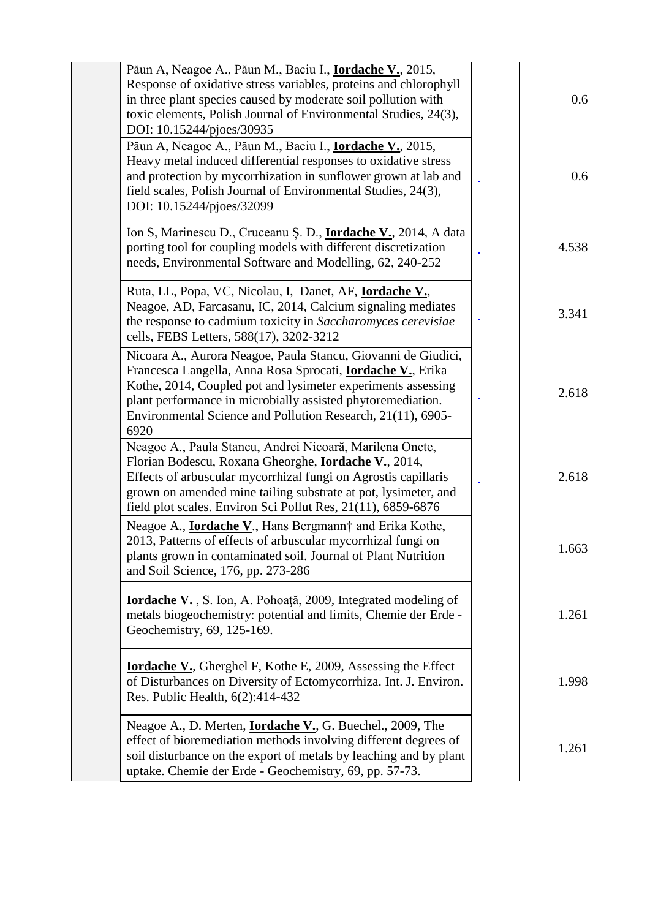| | Publication | | Impact factor |
|---|---|---|---|
| | Păun A, Neagoe A., Păun M., Baciu I., **Iordache V.**, 2015, Response of oxidative stress variables, proteins and chlorophyll in three plant species caused by moderate soil pollution with toxic elements, Polish Journal of Environmental Studies, 24(3), DOI: 10.15244/pjoes/30935 | | 0.6 |
| | Păun A, Neagoe A., Păun M., Baciu I., **Iordache V.**, 2015, Heavy metal induced differential responses to oxidative stress and protection by mycorrhization in sunflower grown at lab and field scales, Polish Journal of Environmental Studies, 24(3), DOI: 10.15244/pjoes/32099 | | 0.6 |
| | Ion S, Marinescu D., Cruceanu Ș. D., **Iordache V.**, 2014, A data porting tool for coupling models with different discretization needs, Environmental Software and Modelling, 62, 240-252 | | 4.538 |
| | Ruta, LL, Popa, VC, Nicolau, I, Danet, AF, **Iordache V.**, Neagoe, AD, Farcasanu, IC, 2014, Calcium signaling mediates the response to cadmium toxicity in *Saccharomyces cerevisiae* cells, FEBS Letters, 588(17), 3202-3212 | | 3.341 |
| | Nicoara A., Aurora Neagoe, Paula Stancu, Giovanni de Giudici, Francesca Langella, Anna Rosa Sprocati, **Iordache V.**, Erika Kothe, 2014, Coupled pot and lysimeter experiments assessing plant performance in microbially assisted phytoremediation. Environmental Science and Pollution Research, 21(11), 6905-6920 | | 2.618 |
| | Neagoe A., Paula Stancu, Andrei Nicoară, Marilena Onete, Florian Bodescu, Roxana Gheorghe, **Iordache V.**, 2014, Effects of arbuscular mycorrhizal fungi on Agrostis capillaris grown on amended mine tailing substrate at pot, lysimeter, and field plot scales. Environ Sci Pollut Res, 21(11), 6859-6876 | | 2.618 |
| | Neagoe A., **Iordache V**., Hans Bergmann† and Erika Kothe, 2013, Patterns of effects of arbuscular mycorrhizal fungi on plants grown in contaminated soil. Journal of Plant Nutrition and Soil Science, 176, pp. 273-286 | | 1.663 |
| | **Iordache V.** , S. Ion, A. Pohoață, 2009, Integrated modeling of metals biogeochemistry: potential and limits, Chemie der Erde - Geochemistry, 69, 125-169. | | 1.261 |
| | **Iordache V.**, Gherghel F, Kothe E, 2009, Assessing the Effect of Disturbances on Diversity of Ectomycorrhiza. Int. J. Environ. Res. Public Health, 6(2):414-432 | | 1.998 |
| | Neagoe A., D. Merten, **Iordache V.**, G. Buechel., 2009, The effect of bioremediation methods involving different degrees of soil disturbance on the export of metals by leaching and by plant uptake. Chemie der Erde - Geochemistry, 69, pp. 57-73. | | 1.261 |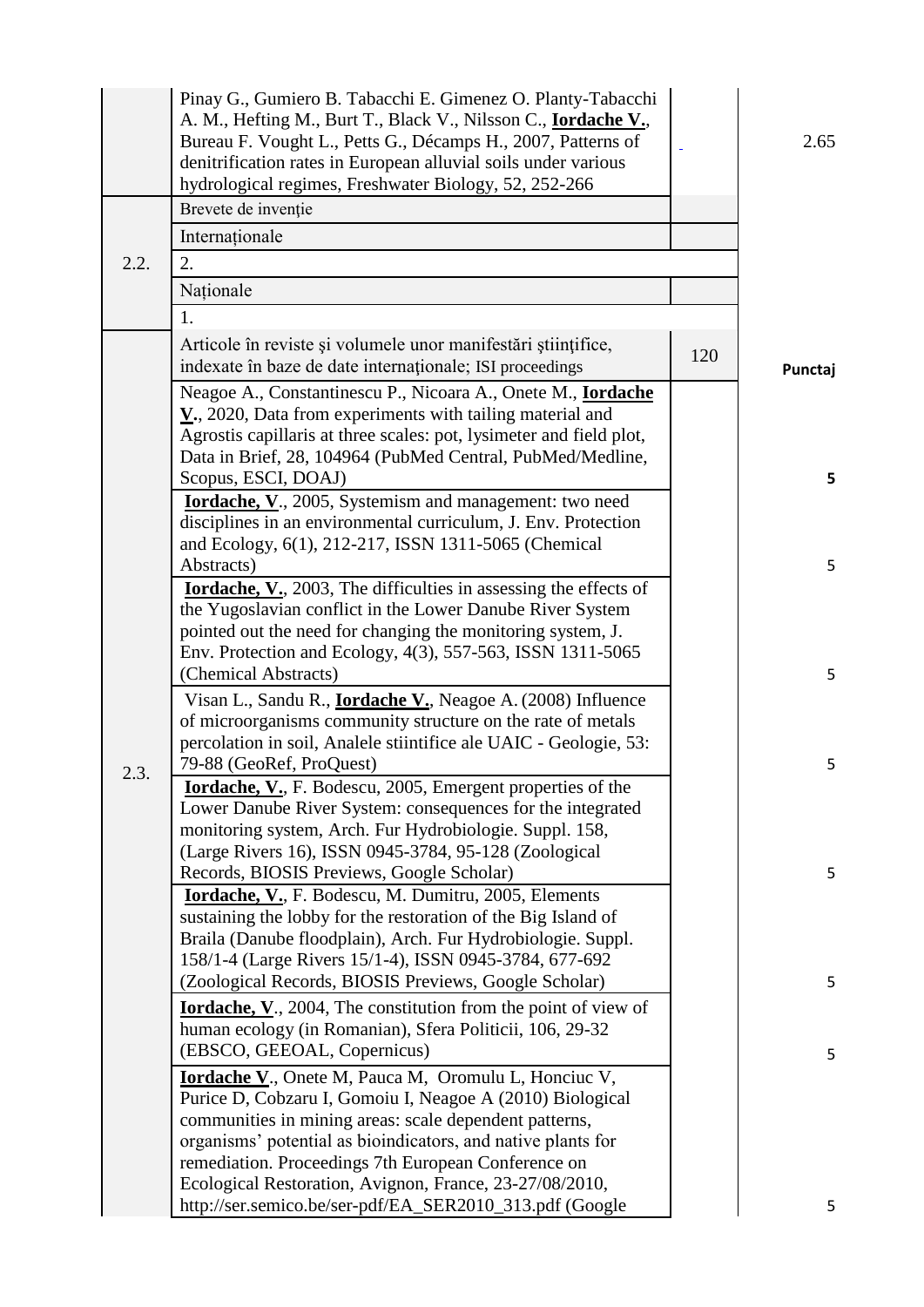| | | | |
|---|---|---|---|
| | Pinay G., Gumiero B. Tabacchi E. Gimenez O. Planty-Tabacchi A. M., Hefting M., Burt T., Black V., Nilsson C., **Iordache V.**, Bureau F. Vought L., Petts G., Décamps H., 2007, Patterns of denitrification rates in European alluvial soils under various hydrological regimes, Freshwater Biology, 52, 252-266 | - | 2.65 |
| 2.2. | Brevete de invenție | | |
| | Internaționale | | |
| | 2. | | |
| | Naționale | | |
| | 1. | | |
| 2.3. | Articole în reviste şi volumele unor manifestări ştiinţifice, indexate în baze de date internaţionale; ISI proceedings | 120 | **Punctaj** |
| | Neagoe A., Constantinescu P., Nicoara A., Onete M., **Iordache V.**, 2020, Data from experiments with tailing material and Agrostis capillaris at three scales: pot, lysimeter and field plot, Data in Brief, 28, 104964 (PubMed Central, PubMed/Medline, Scopus, ESCI, DOAJ) | | **5** |
| | **Iordache, V**., 2005, Systemism and management: two need disciplines in an environmental curriculum, J. Env. Protection and Ecology, 6(1), 212-217, ISSN 1311-5065 (Chemical Abstracts) | | 5 |
| | **Iordache, V.**, 2003, The difficulties in assessing the effects of the Yugoslavian conflict in the Lower Danube River System pointed out the need for changing the monitoring system, J. Env. Protection and Ecology, 4(3), 557-563, ISSN 1311-5065 (Chemical Abstracts) | | 5 |
| | Visan L., Sandu R., **Iordache V.**, Neagoe A. (2008) Influence of microorganisms community structure on the rate of metals percolation in soil, Analele stiintifice ale UAIC - Geologie, 53: 79-88 (GeoRef, ProQuest) | | 5 |
| | **Iordache, V.**, F. Bodescu, 2005, Emergent properties of the Lower Danube River System: consequences for the integrated monitoring system, Arch. Fur Hydrobiologie. Suppl. 158, (Large Rivers 16), ISSN 0945-3784, 95-128 (Zoological Records, BIOSIS Previews, Google Scholar) | | 5 |
| | **Iordache, V.**, F. Bodescu, M. Dumitru, 2005, Elements sustaining the lobby for the restoration of the Big Island of Braila (Danube floodplain), Arch. Fur Hydrobiologie. Suppl. 158/1-4 (Large Rivers 15/1-4), ISSN 0945-3784, 677-692 (Zoological Records, BIOSIS Previews, Google Scholar) | | 5 |
| | **Iordache, V**., 2004, The constitution from the point of view of human ecology (in Romanian), Sfera Politicii, 106, 29-32 (EBSCO, GEEOAL, Copernicus) | | 5 |
| | **Iordache V**., Onete M, Pauca M, Oromulu L, Honciuc V, Purice D, Cobzaru I, Gomoiu I, Neagoe A (2010) Biological communities in mining areas: scale dependent patterns, organisms' potential as bioindicators, and native plants for remediation. Proceedings 7th European Conference on Ecological Restoration, Avignon, France, 23-27/08/2010, http://ser.semico.be/ser-pdf/EA_SER2010_313.pdf (Google | | 5 |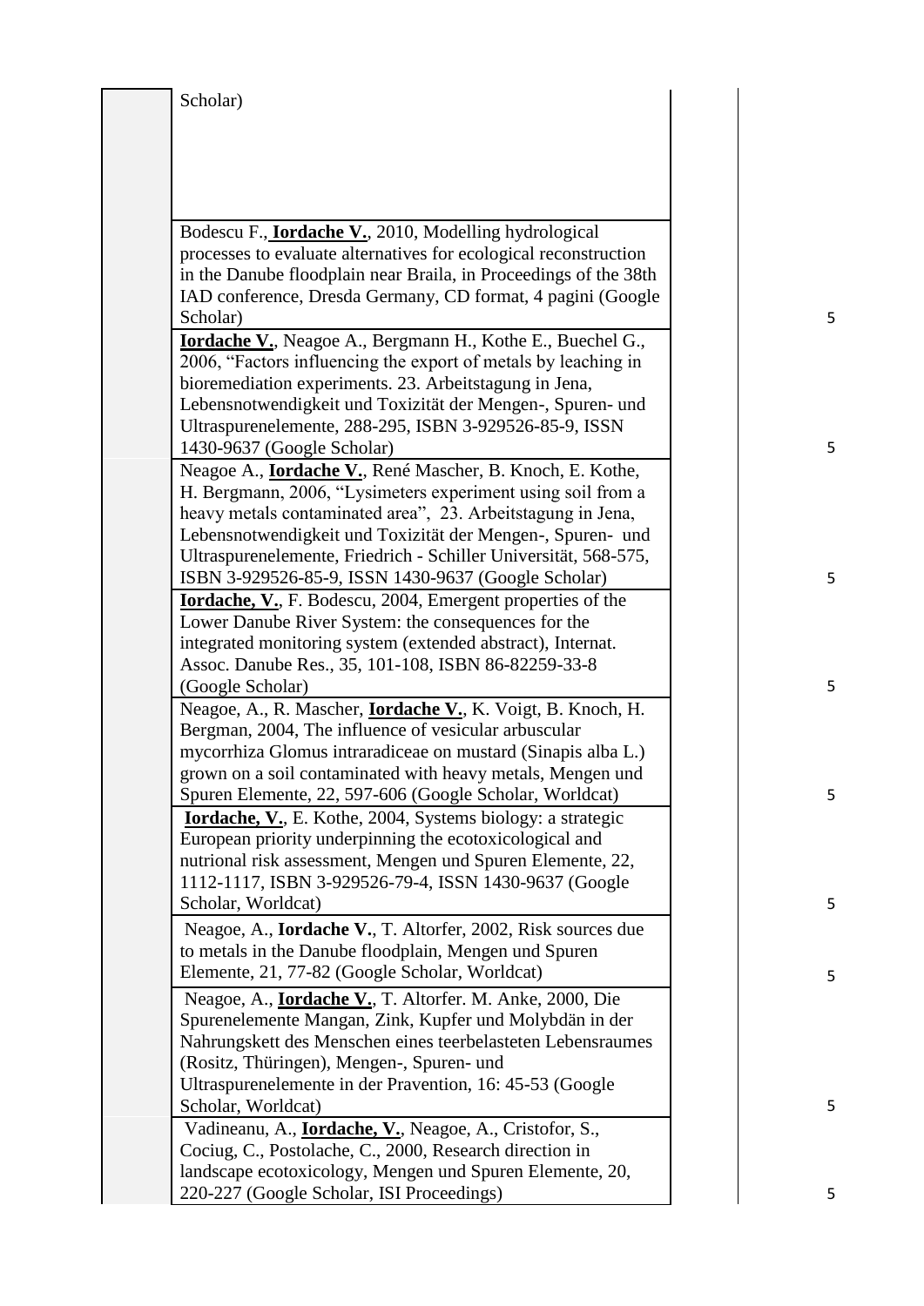| | | | |
|---|---|---|---|
| | Scholar) | | |
| | Bodescu F., **Iordache V.**, 2010, Modelling hydrological processes to evaluate alternatives for ecological reconstruction in the Danube floodplain near Braila, in Proceedings of the 38th IAD conference, Dresda Germany, CD format, 4 pagini (Google Scholar) | | 5 |
| | **Iordache V.**, Neagoe A., Bergmann H., Kothe E., Buechel G., 2006, "Factors influencing the export of metals by leaching in bioremediation experiments. 23. Arbeitstagung in Jena, Lebensnotwendigkeit und Toxizität der Mengen-, Spuren- und Ultraspurenelemente, 288-295, ISBN 3-929526-85-9, ISSN 1430-9637 (Google Scholar) | | 5 |
| | Neagoe A., **Iordache V.**, René Mascher, B. Knoch, E. Kothe, H. Bergmann, 2006, "Lysimeters experiment using soil from a heavy metals contaminated area", 23. Arbeitstagung in Jena, Lebensnotwendigkeit und Toxizität der Mengen-, Spuren- und Ultraspurenelemente, Friedrich - Schiller Universität, 568-575, ISBN 3-929526-85-9, ISSN 1430-9637 (Google Scholar) | | 5 |
| | **Iordache, V.**, F. Bodescu, 2004, Emergent properties of the Lower Danube River System: the consequences for the integrated monitoring system (extended abstract), Internat. Assoc. Danube Res., 35, 101-108, ISBN 86-82259-33-8 (Google Scholar) | | 5 |
| | Neagoe, A., R. Mascher, **Iordache V.**, K. Voigt, B. Knoch, H. Bergman, 2004, The influence of vesicular arbuscular mycorrhiza Glomus intraradiceae on mustard (Sinapis alba L.) grown on a soil contaminated with heavy metals, Mengen und Spuren Elemente, 22, 597-606 (Google Scholar, Worldcat) | | 5 |
| | **Iordache, V.**, E. Kothe, 2004, Systems biology: a strategic European priority underpinning the ecotoxicological and nutrional risk assessment, Mengen und Spuren Elemente, 22, 1112-1117, ISBN 3-929526-79-4, ISSN 1430-9637 (Google Scholar, Worldcat) | | 5 |
| | Neagoe, A., **Iordache V.**, T. Altorfer, 2002, Risk sources due to metals in the Danube floodplain, Mengen und Spuren Elemente, 21, 77-82 (Google Scholar, Worldcat) | | 5 |
| | Neagoe, A., **Iordache V.**, T. Altorfer. M. Anke, 2000, Die Spurenelemente Mangan, Zink, Kupfer und Molybdän in der Nahrungskett des Menschen eines teerbelasteten Lebensraumes (Rositz, Thüringen), Mengen-, Spuren- und Ultraspurenelemente in der Pravention, 16: 45-53 (Google Scholar, Worldcat) | | 5 |
| | Vadineanu, A., **Iordache, V.**, Neagoe, A., Cristofor, S., Cociug, C., Postolache, C., 2000, Research direction in landscape ecotoxicology, Mengen und Spuren Elemente, 20, 220-227 (Google Scholar, ISI Proceedings) | | 5 |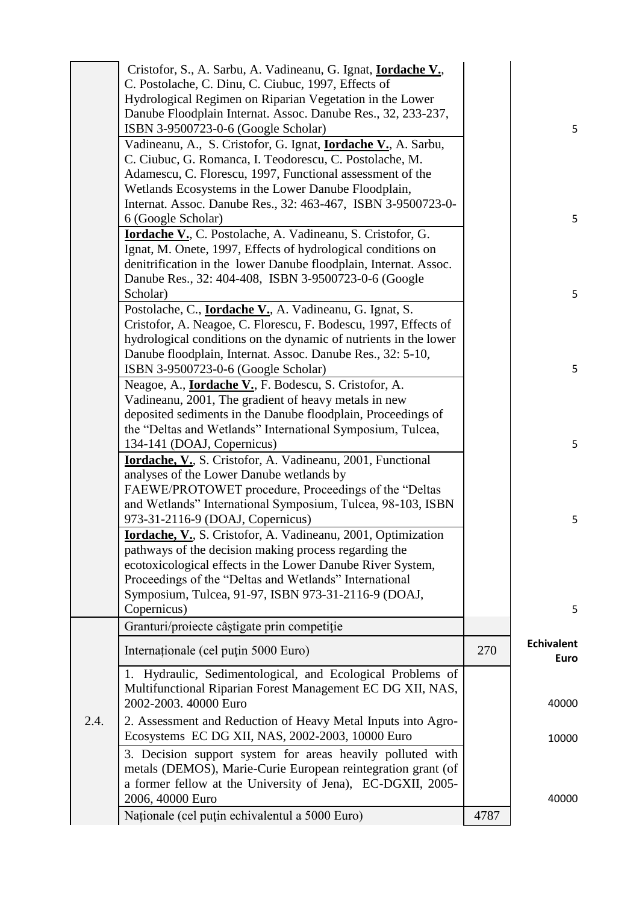| | | | |
|---|---|---|---|
| | Cristofor, S., A. Sarbu, A. Vadineanu, G. Ignat, **Iordache V.**, C. Postolache, C. Dinu, C. Ciubuc, 1997, Effects of Hydrological Regimen on Riparian Vegetation in the Lower Danube Floodplain Internat. Assoc. Danube Res., 32, 233-237, ISBN 3-9500723-0-6 (Google Scholar) | | 5 |
| | Vadineanu, A., S. Cristofor, G. Ignat, **Iordache V.**, A. Sarbu, C. Ciubuc, G. Romanca, I. Teodorescu, C. Postolache, M. Adamescu, C. Florescu, 1997, Functional assessment of the Wetlands Ecosystems in the Lower Danube Floodplain, Internat. Assoc. Danube Res., 32: 463-467, ISBN 3-9500723-0-6 (Google Scholar) | | 5 |
| | **Iordache V.**, C. Postolache, A. Vadineanu, S. Cristofor, G. Ignat, M. Onete, 1997, Effects of hydrological conditions on denitrification in the lower Danube floodplain, Internat. Assoc. Danube Res., 32: 404-408, ISBN 3-9500723-0-6 (Google Scholar) | | 5 |
| | Postolache, C., **Iordache V.**, A. Vadineanu, G. Ignat, S. Cristofor, A. Neagoe, C. Florescu, F. Bodescu, 1997, Effects of hydrological conditions on the dynamic of nutrients in the lower Danube floodplain, Internat. Assoc. Danube Res., 32: 5-10, ISBN 3-9500723-0-6 (Google Scholar) | | 5 |
| | Neagoe, A., **Iordache V.**, F. Bodescu, S. Cristofor, A. Vadineanu, 2001, The gradient of heavy metals in new deposited sediments in the Danube floodplain, Proceedings of the "Deltas and Wetlands" International Symposium, Tulcea, 134-141 (DOAJ, Copernicus) | | 5 |
| | **Iordache, V.**, S. Cristofor, A. Vadineanu, 2001, Functional analyses of the Lower Danube wetlands by FAEWE/PROTOWET procedure, Proceedings of the "Deltas and Wetlands" International Symposium, Tulcea, 98-103, ISBN 973-31-2116-9 (DOAJ, Copernicus) | | 5 |
| | **Iordache, V.**, S. Cristofor, A. Vadineanu, 2001, Optimization pathways of the decision making process regarding the ecotoxicological effects in the Lower Danube River System, Proceedings of the "Deltas and Wetlands" International Symposium, Tulcea, 91-97, ISBN 973-31-2116-9 (DOAJ, Copernicus) | | 5 |
| 2.4. | Granturi/proiecte câştigate prin competiţie | | |
| | Internaţionale (cel puţin 5000 Euro) | 270 | **Echivalent Euro** |
| | 1. Hydraulic, Sedimentological, and Ecological Problems of Multifunctional Riparian Forest Management EC DG XII, NAS, 2002-2003. 40000 Euro | | 40000 |
| | 2. Assessment and Reduction of Heavy Metal Inputs into Agro-Ecosystems EC DG XII, NAS, 2002-2003, 10000 Euro | | 10000 |
| | 3. Decision support system for areas heavily polluted with metals (DEMOS), Marie-Curie European reintegration grant (of a former fellow at the University of Jena), EC-DGXII, 2005-2006, 40000 Euro | | 40000 |
| | Naţionale (cel puţin echivalentul a 5000 Euro) | 4787 | |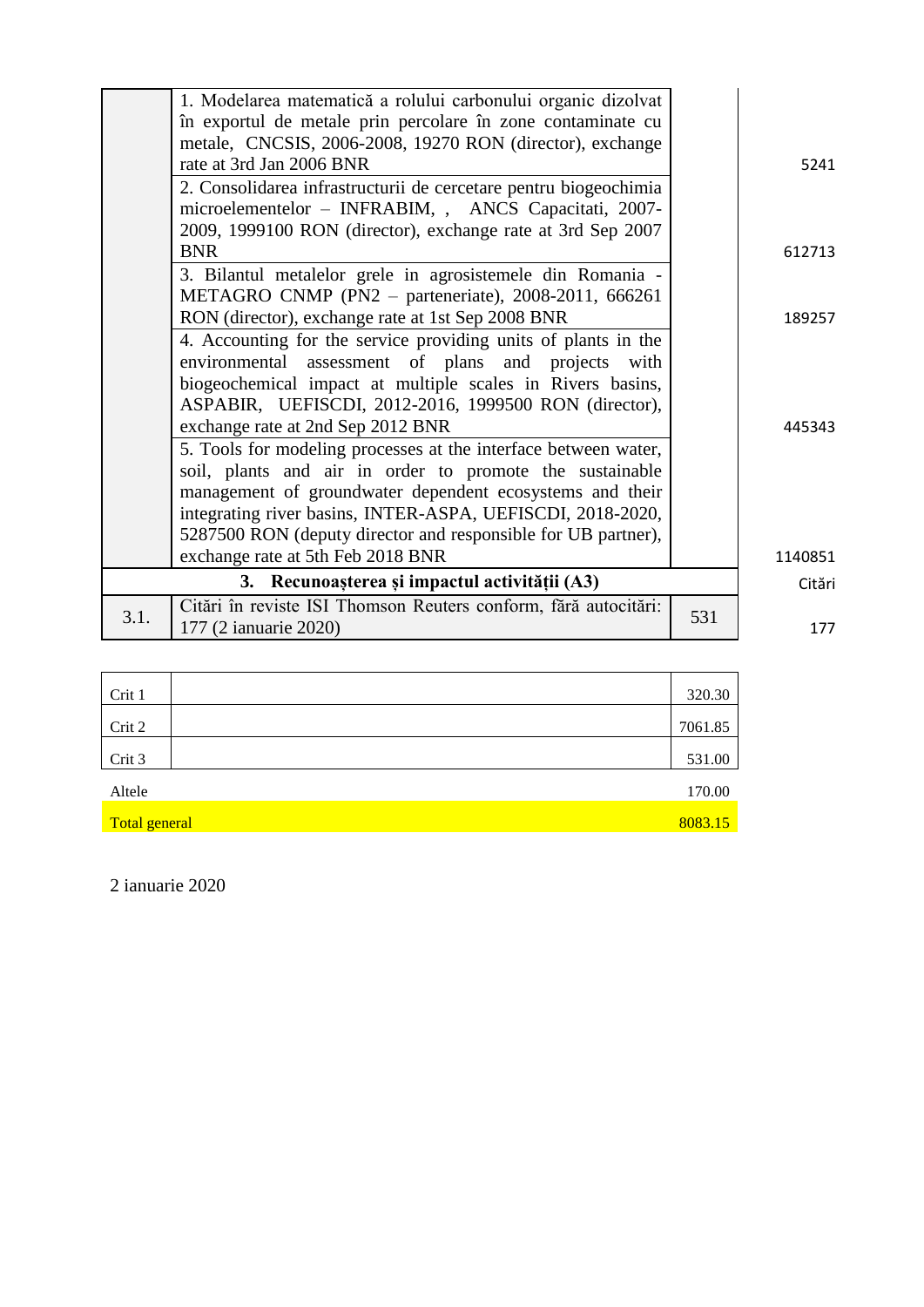| | | | |
|---|---|---|---|
| | 1. Modelarea matematică a rolului carbonului organic dizolvat în exportul de metale prin percolare în zone contaminate cu metale, CNCSIS, 2006-2008, 19270 RON (director), exchange rate at 3rd Jan 2006 BNR | | 5241 |
| | 2. Consolidarea infrastructurii de cercetare pentru biogeochimia microelementelor – INFRABIM, , ANCS Capacitati, 2007-2009, 1999100 RON (director), exchange rate at 3rd Sep 2007 BNR | | 612713 |
| | 3. Bilantul metalelor grele in agrosistemele din Romania - METAGRO CNMP (PN2 – parteneriate), 2008-2011, 666261 RON (director), exchange rate at 1st Sep 2008 BNR | | 189257 |
| | 4. Accounting for the service providing units of plants in the environmental assessment of plans and projects with biogeochemical impact at multiple scales in Rivers basins, ASPABIR, UEFISCDI, 2012-2016, 1999500 RON (director), exchange rate at 2nd Sep 2012 BNR | | 445343 |
| | 5. Tools for modeling processes at the interface between water, soil, plants and air in order to promote the sustainable management of groundwater dependent ecosystems and their integrating river basins, INTER-ASPA, UEFISCDI, 2018-2020, 5287500 RON (deputy director and responsible for UB partner), exchange rate at 5th Feb 2018 BNR | | 1140851 |
| **3. Recunoașterea și impactul activității (A3)** | | | Citări |
| 3.1. | Citări în reviste ISI Thomson Reuters conform, fără autocitări: 177 (2 ianuarie 2020) | 531 | 177 |

| | | |
|---|---|---|
| Crit 1 | | 320.30 |
| Crit 2 | | 7061.85 |
| Crit 3 | | 531.00 |
| Altele | | 170.00 |
| Total general | | 8083.15 |

2 ianuarie 2020